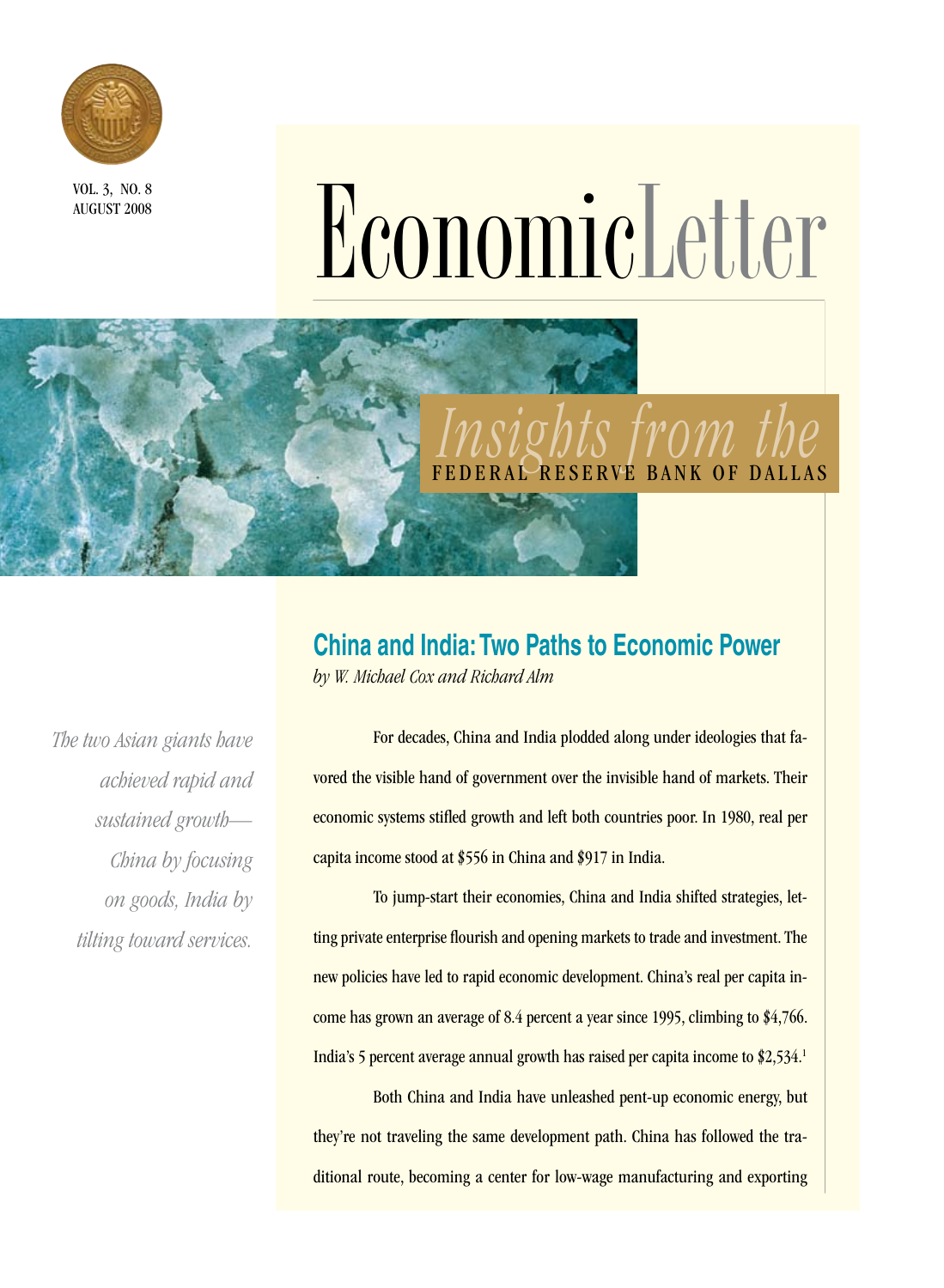# EconomicLetter

*Insights from the* FEDERAL RESERVE BANK OF DALLAS

VOL. 3, NO. 8
AUGUST 2008

## China and India: Two Paths to Economic Power

*by W. Michael Cox and Richard Alm*

*The two Asian giants have achieved rapid and sustained growth—China by focusing on goods, India by tilting toward services.*

For decades, China and India plodded along under ideologies that favored the visible hand of government over the invisible hand of markets. Their economic systems stifled growth and left both countries poor. In 1980, real per capita income stood at $556 in China and $917 in India.

To jump-start their economies, China and India shifted strategies, letting private enterprise flourish and opening markets to trade and investment. The new policies have led to rapid economic development. China's real per capita income has grown an average of 8.4 percent a year since 1995, climbing to $4,766. India's 5 percent average annual growth has raised per capita income to $2,534.[1]

Both China and India have unleashed pent-up economic energy, but they're not traveling the same development path. China has followed the traditional route, becoming a center for low-wage manufacturing and exporting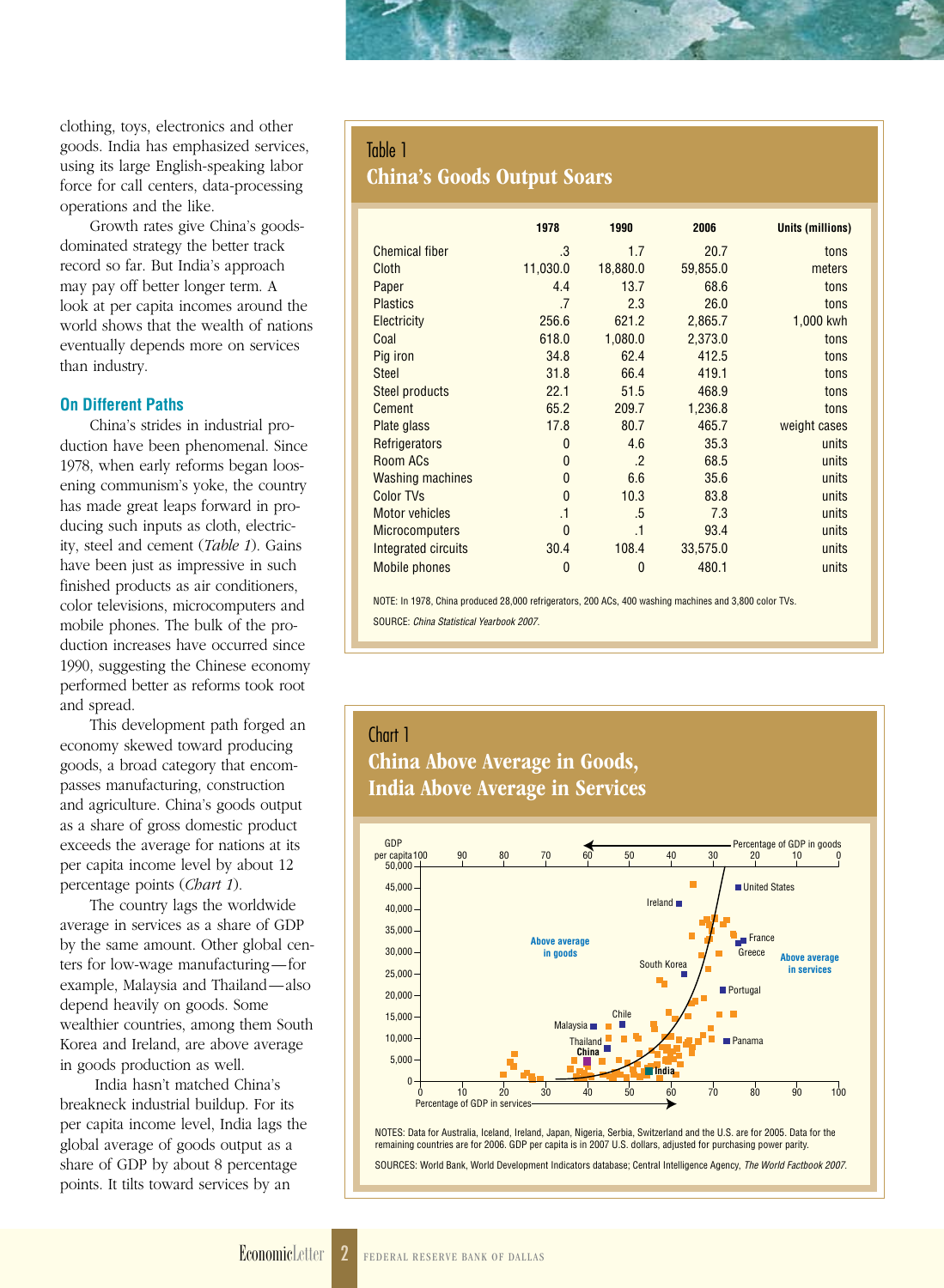clothing, toys, electronics and other goods. India has emphasized services, using its large English-speaking labor force for call centers, data-processing operations and the like.

Growth rates give China's goods-dominated strategy the better track record so far. But India's approach may pay off better longer term. A look at per capita incomes around the world shows that the wealth of nations eventually depends more on services than industry.

### On Different Paths

China's strides in industrial production have been phenomenal. Since 1978, when early reforms began loosening communism's yoke, the country has made great leaps forward in producing such inputs as cloth, electricity, steel and cement (*Table 1*). Gains have been just as impressive in such finished products as air conditioners, color televisions, microcomputers and mobile phones. The bulk of the production increases have occurred since 1990, suggesting the Chinese economy performed better as reforms took root and spread.

This development path forged an economy skewed toward producing goods, a broad category that encompasses manufacturing, construction and agriculture. China's goods output as a share of gross domestic product exceeds the average for nations at its per capita income level by about 12 percentage points (*Chart 1*).

The country lags the worldwide average in services as a share of GDP by the same amount. Other global centers for low-wage manufacturing—for example, Malaysia and Thailand—also depend heavily on goods. Some wealthier countries, among them South Korea and Ireland, are above average in goods production as well.

India hasn't matched China's breakneck industrial buildup. For its per capita income level, India lags the global average of goods output as a share of GDP by about 8 percentage points. It tilts toward services by an

**Table 1**
**China's Goods Output Soars**

| | 1978 | 1990 | 2006 | Units (millions) |
|---|---|---|---|---|
| Chemical fiber | .3 | 1.7 | 20.7 | tons |
| Cloth | 11,030.0 | 18,880.0 | 59,855.0 | meters |
| Paper | 4.4 | 13.7 | 68.6 | tons |
| Plastics | .7 | 2.3 | 26.0 | tons |
| Electricity | 256.6 | 621.2 | 2,865.7 | 1,000 kwh |
| Coal | 618.0 | 1,080.0 | 2,373.0 | tons |
| Pig iron | 34.8 | 62.4 | 412.5 | tons |
| Steel | 31.8 | 66.4 | 419.1 | tons |
| Steel products | 22.1 | 51.5 | 468.9 | tons |
| Cement | 65.2 | 209.7 | 1,236.8 | tons |
| Plate glass | 17.8 | 80.7 | 465.7 | weight cases |
| Refrigerators | 0 | 4.6 | 35.3 | units |
| Room ACs | 0 | .2 | 68.5 | units |
| Washing machines | 0 | 6.6 | 35.6 | units |
| Color TVs | 0 | 10.3 | 83.8 | units |
| Motor vehicles | .1 | .5 | 7.3 | units |
| Microcomputers | 0 | .1 | 93.4 | units |
| Integrated circuits | 30.4 | 108.4 | 33,575.0 | units |
| Mobile phones | 0 | 0 | 480.1 | units |

NOTE: In 1978, China produced 28,000 refrigerators, 200 ACs, 400 washing machines and 3,800 color TVs.

SOURCE: *China Statistical Yearbook 2007.*

**Chart 1**
**China Above Average in Goods, India Above Average in Services**

NOTES: Data for Australia, Iceland, Ireland, Japan, Nigeria, Serbia, Switzerland and the U.S. are for 2005. Data for the remaining countries are for 2006. GDP per capita is in 2007 U.S. dollars, adjusted for purchasing power parity.

SOURCES: World Bank, World Development Indicators database; Central Intelligence Agency, *The World Factbook 2007*.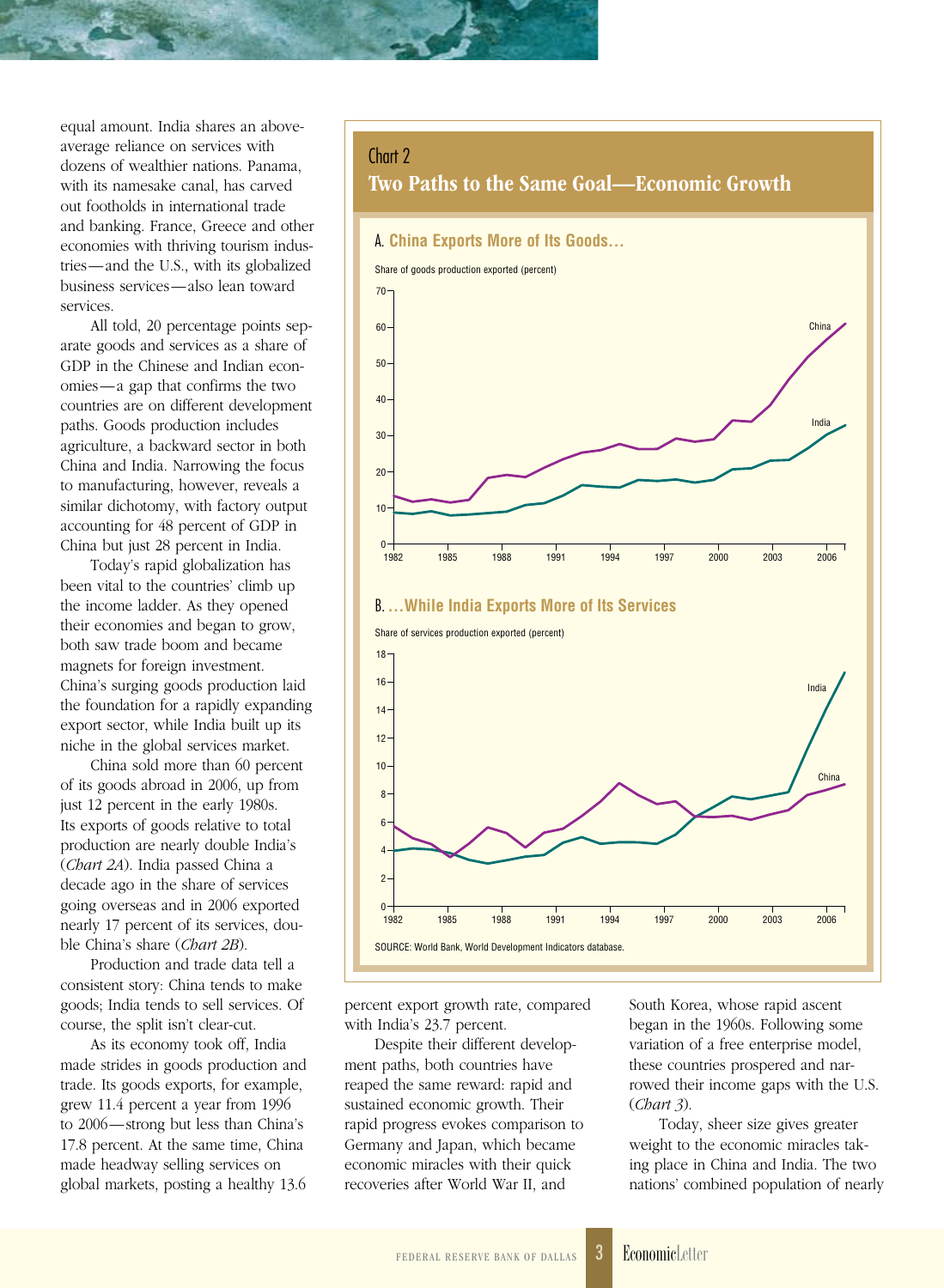equal amount. India shares an above-average reliance on services with dozens of wealthier nations. Panama, with its namesake canal, has carved out footholds in international trade and banking. France, Greece and other economies with thriving tourism industries—and the U.S., with its globalized business services—also lean toward services.

All told, 20 percentage points separate goods and services as a share of GDP in the Chinese and Indian economies—a gap that confirms the two countries are on different development paths. Goods production includes agriculture, a backward sector in both China and India. Narrowing the focus to manufacturing, however, reveals a similar dichotomy, with factory output accounting for 48 percent of GDP in China but just 28 percent in India.

Today's rapid globalization has been vital to the countries' climb up the income ladder. As they opened their economies and began to grow, both saw trade boom and became magnets for foreign investment. China's surging goods production laid the foundation for a rapidly expanding export sector, while India built up its niche in the global services market.

China sold more than 60 percent of its goods abroad in 2006, up from just 12 percent in the early 1980s. Its exports of goods relative to total production are nearly double India's (*Chart 2A*). India passed China a decade ago in the share of services going overseas and in 2006 exported nearly 17 percent of its services, double China's share (*Chart 2B*).

Production and trade data tell a consistent story: China tends to make goods; India tends to sell services. Of course, the split isn't clear-cut.

As its economy took off, India made strides in goods production and trade. Its goods exports, for example, grew 11.4 percent a year from 1996 to 2006—strong but less than China's 17.8 percent. At the same time, China made headway selling services on global markets, posting a healthy 13.6 percent export growth rate, compared with India's 23.7 percent.

Despite their different development paths, both countries have reaped the same reward: rapid and sustained economic growth. Their rapid progress evokes comparison to Germany and Japan, which became economic miracles with their quick recoveries after World War II, and South Korea, whose rapid ascent began in the 1960s. Following some variation of a free enterprise model, these countries prospered and narrowed their income gaps with the U.S. (*Chart 3*).

Today, sheer size gives greater weight to the economic miracles taking place in China and India. The two nations' combined population of nearly

**Chart 2**
**Two Paths to the Same Goal—Economic Growth**

**A. China Exports More of Its Goods...**

Share of goods production exported (percent)

**B. ...While India Exports More of Its Services**

Share of services production exported (percent)

SOURCE: World Bank, World Development Indicators database.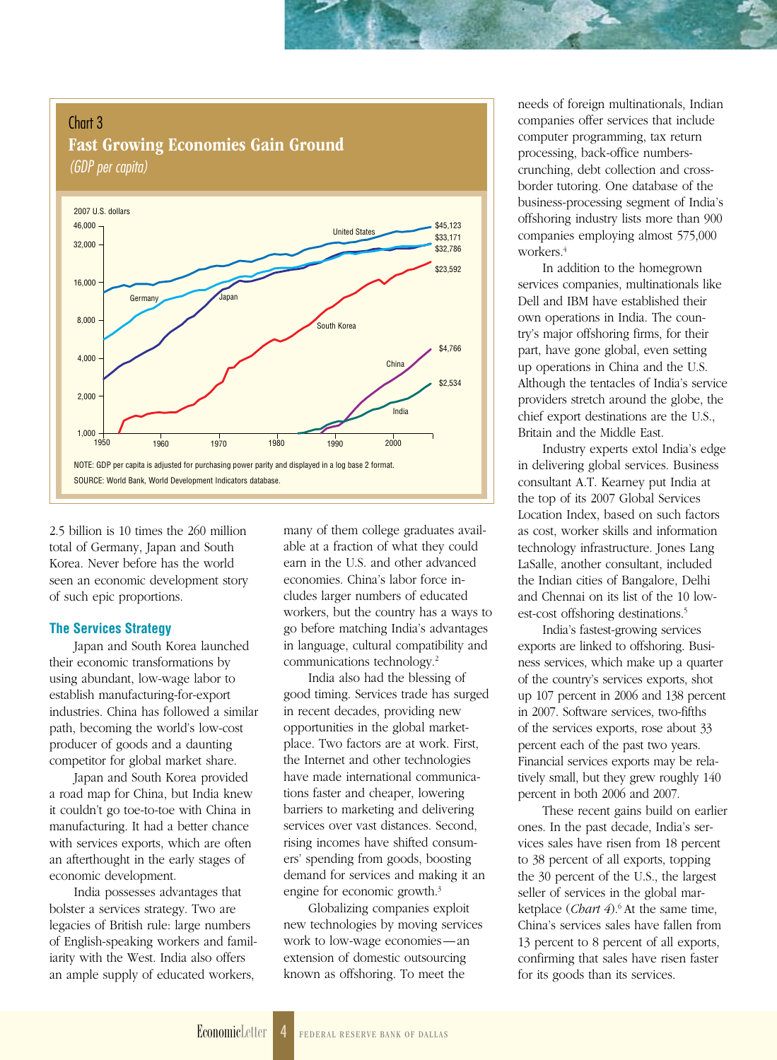**Chart 3**

**Fast Growing Economies Gain Ground**

*(GDP per capita)*

2007 U.S. dollars

| Country | 2007 GDP per capita |
|---|---|
| United States | $45,123 |
| Germany | $33,171 |
| Japan | $32,786 |
| South Korea | $23,592 |
| China | $4,766 |
| India | $2,534 |

NOTE: GDP per capita is adjusted for purchasing power parity and displayed in a log base 2 format.

SOURCE: World Bank, World Development Indicators database.

2.5 billion is 10 times the 260 million total of Germany, Japan and South Korea. Never before has the world seen an economic development story of such epic proportions.

### The Services Strategy

Japan and South Korea launched their economic transformations by using abundant, low-wage labor to establish manufacturing-for-export industries. China has followed a similar path, becoming the world's low-cost producer of goods and a daunting competitor for global market share.

Japan and South Korea provided a road map for China, but India knew it couldn't go toe-to-toe with China in manufacturing. It had a better chance with services exports, which are often an afterthought in the early stages of economic development.

India possesses advantages that bolster a services strategy. Two are legacies of British rule: large numbers of English-speaking workers and familiarity with the West. India also offers an ample supply of educated workers, many of them college graduates available at a fraction of what they could earn in the U.S. and other advanced economies. China's labor force includes larger numbers of educated workers, but the country has a ways to go before matching India's advantages in language, cultural compatibility and communications technology.[2]

India also had the blessing of good timing. Services trade has surged in recent decades, providing new opportunities in the global marketplace. Two factors are at work. First, the Internet and other technologies have made international communications faster and cheaper, lowering barriers to marketing and delivering services over vast distances. Second, rising incomes have shifted consumers' spending from goods, boosting demand for services and making it an engine for economic growth.[3]

Globalizing companies exploit new technologies by moving services work to low-wage economies—an extension of domestic outsourcing known as offshoring. To meet the needs of foreign multinationals, Indian companies offer services that include computer programming, tax return processing, back-office numbers-crunching, debt collection and cross-border tutoring. One database of the business-processing segment of India's offshoring industry lists more than 900 companies employing almost 575,000 workers.[4]

In addition to the homegrown services companies, multinationals like Dell and IBM have established their own operations in India. The country's major offshoring firms, for their part, have gone global, even setting up operations in China and the U.S. Although the tentacles of India's service providers stretch around the globe, the chief export destinations are the U.S., Britain and the Middle East.

Industry experts extol India's edge in delivering global services. Business consultant A.T. Kearney put India at the top of its 2007 Global Services Location Index, based on such factors as cost, worker skills and information technology infrastructure. Jones Lang LaSalle, another consultant, included the Indian cities of Bangalore, Delhi and Chennai on its list of the 10 lowest-cost offshoring destinations.[5]

India's fastest-growing services exports are linked to offshoring. Business services, which make up a quarter of the country's services exports, shot up 107 percent in 2006 and 138 percent in 2007. Software services, two-fifths of the services exports, rose about 33 percent each of the past two years. Financial services exports may be relatively small, but they grew roughly 140 percent in both 2006 and 2007.

These recent gains build on earlier ones. In the past decade, India's services sales have risen from 18 percent to 38 percent of all exports, topping the 30 percent of the U.S., the largest seller of services in the global marketplace (*Chart 4*).[6] At the same time, China's services sales have fallen from 13 percent to 8 percent of all exports, confirming that sales have risen faster for its goods than its services.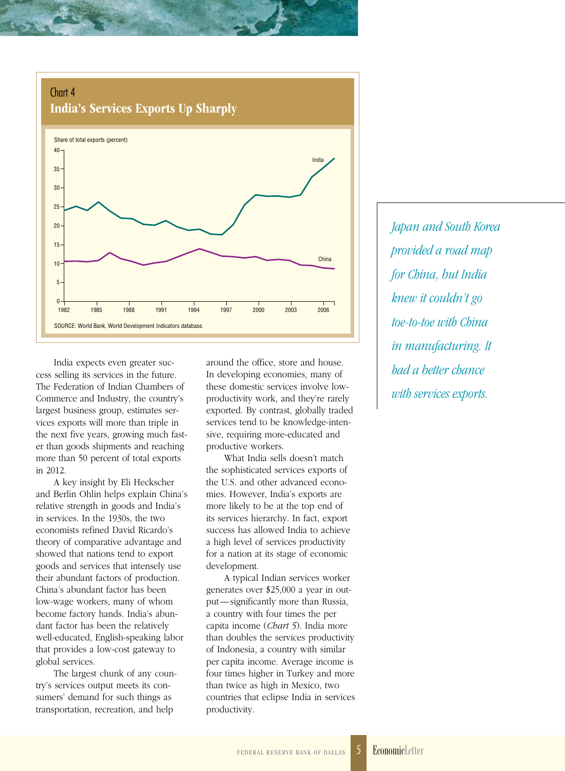Chart 4
**India's Services Exports Up Sharply**

Share of total exports (percent)

SOURCE: World Bank, World Development Indicators database.

India expects even greater success selling its services in the future. The Federation of Indian Chambers of Commerce and Industry, the country's largest business group, estimates services exports will more than triple in the next five years, growing much faster than goods shipments and reaching more than 50 percent of total exports in 2012.

A key insight by Eli Heckscher and Berlin Ohlin helps explain China's relative strength in goods and India's in services. In the 1930s, the two economists refined David Ricardo's theory of comparative advantage and showed that nations tend to export goods and services that intensely use their abundant factors of production. China's abundant factor has been low-wage workers, many of whom become factory hands. India's abundant factor has been the relatively well-educated, English-speaking labor that provides a low-cost gateway to global services.

The largest chunk of any country's services output meets its consumers' demand for such things as transportation, recreation, and help around the office, store and house. In developing economies, many of these domestic services involve low-productivity work, and they're rarely exported. By contrast, globally traded services tend to be knowledge-intensive, requiring more-educated and productive workers.

What India sells doesn't match the sophisticated services exports of the U.S. and other advanced economies. However, India's exports are more likely to be at the top end of its services hierarchy. In fact, export success has allowed India to achieve a high level of services productivity for a nation at its stage of economic development.

A typical Indian services worker generates over $25,000 a year in output—significantly more than Russia, a country with four times the per capita income (*Chart 5*). India more than doubles the services productivity of Indonesia, a country with similar per capita income. Average income is four times higher in Turkey and more than twice as high in Mexico, two countries that eclipse India in services productivity.

*Japan and South Korea provided a road map for China, but India knew it couldn't go toe-to-toe with China in manufacturing. It had a better chance with services exports.*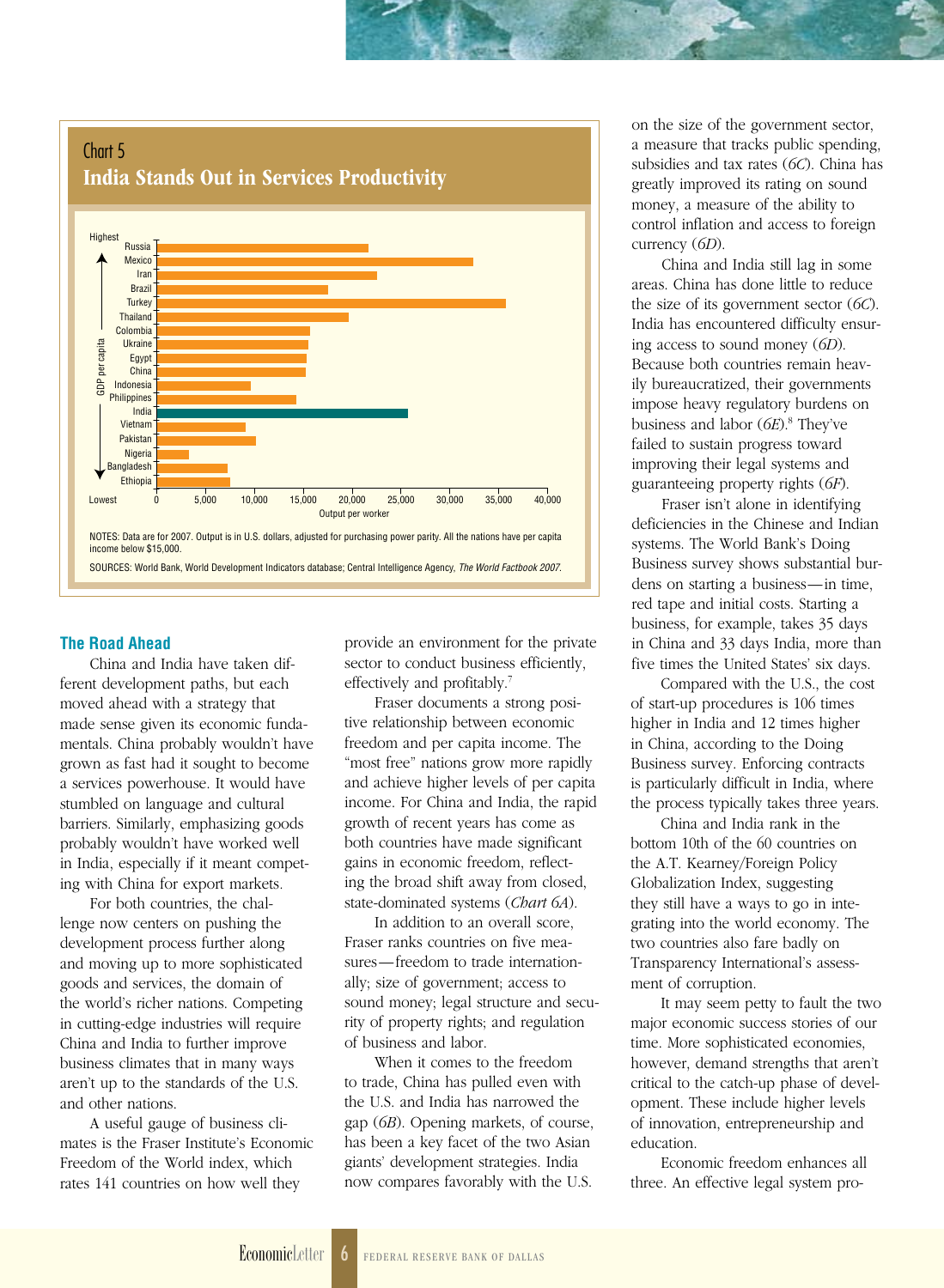## Chart 5
### India Stands Out in Services Productivity

NOTES: Data are for 2007. Output is in U.S. dollars, adjusted for purchasing power parity. All the nations have per capita income below $15,000.

SOURCES: World Bank, World Development Indicators database; Central Intelligence Agency, *The World Factbook 2007*.

### The Road Ahead

China and India have taken different development paths, but each moved ahead with a strategy that made sense given its economic fundamentals. China probably wouldn't have grown as fast had it sought to become a services powerhouse. It would have stumbled on language and cultural barriers. Similarly, emphasizing goods probably wouldn't have worked well in India, especially if it meant competing with China for export markets.

For both countries, the challenge now centers on pushing the development process further along and moving up to more sophisticated goods and services, the domain of the world's richer nations. Competing in cutting-edge industries will require China and India to further improve business climates that in many ways aren't up to the standards of the U.S. and other nations.

A useful gauge of business climates is the Fraser Institute's Economic Freedom of the World index, which rates 141 countries on how well they provide an environment for the private sector to conduct business efficiently, effectively and profitably.[7]

Fraser documents a strong positive relationship between economic freedom and per capita income. The "most free" nations grow more rapidly and achieve higher levels of per capita income. For China and India, the rapid growth of recent years has come as both countries have made significant gains in economic freedom, reflecting the broad shift away from closed, state-dominated systems (*Chart 6A*).

In addition to an overall score, Fraser ranks countries on five measures—freedom to trade internationally; size of government; access to sound money; legal structure and security of property rights; and regulation of business and labor.

When it comes to the freedom to trade, China has pulled even with the U.S. and India has narrowed the gap (*6B*). Opening markets, of course, has been a key facet of the two Asian giants' development strategies. India now compares favorably with the U.S. on the size of the government sector, a measure that tracks public spending, subsidies and tax rates (*6C*). China has greatly improved its rating on sound money, a measure of the ability to control inflation and access to foreign currency (*6D*).

China and India still lag in some areas. China has done little to reduce the size of its government sector (*6C*). India has encountered difficulty ensuring access to sound money (*6D*). Because both countries remain heavily bureaucratized, their governments impose heavy regulatory burdens on business and labor (*6E*).[8] They've failed to sustain progress toward improving their legal systems and guaranteeing property rights (*6F*).

Fraser isn't alone in identifying deficiencies in the Chinese and Indian systems. The World Bank's Doing Business survey shows substantial burdens on starting a business—in time, red tape and initial costs. Starting a business, for example, takes 35 days in China and 33 days India, more than five times the United States' six days.

Compared with the U.S., the cost of start-up procedures is 106 times higher in India and 12 times higher in China, according to the Doing Business survey. Enforcing contracts is particularly difficult in India, where the process typically takes three years.

China and India rank in the bottom 10th of the 60 countries on the A.T. Kearney/Foreign Policy Globalization Index, suggesting they still have a ways to go in integrating into the world economy. The two countries also fare badly on Transparency International's assessment of corruption.

It may seem petty to fault the two major economic success stories of our time. More sophisticated economies, however, demand strengths that aren't critical to the catch-up phase of development. These include higher levels of innovation, entrepreneurship and education.

Economic freedom enhances all three. An effective legal system pro-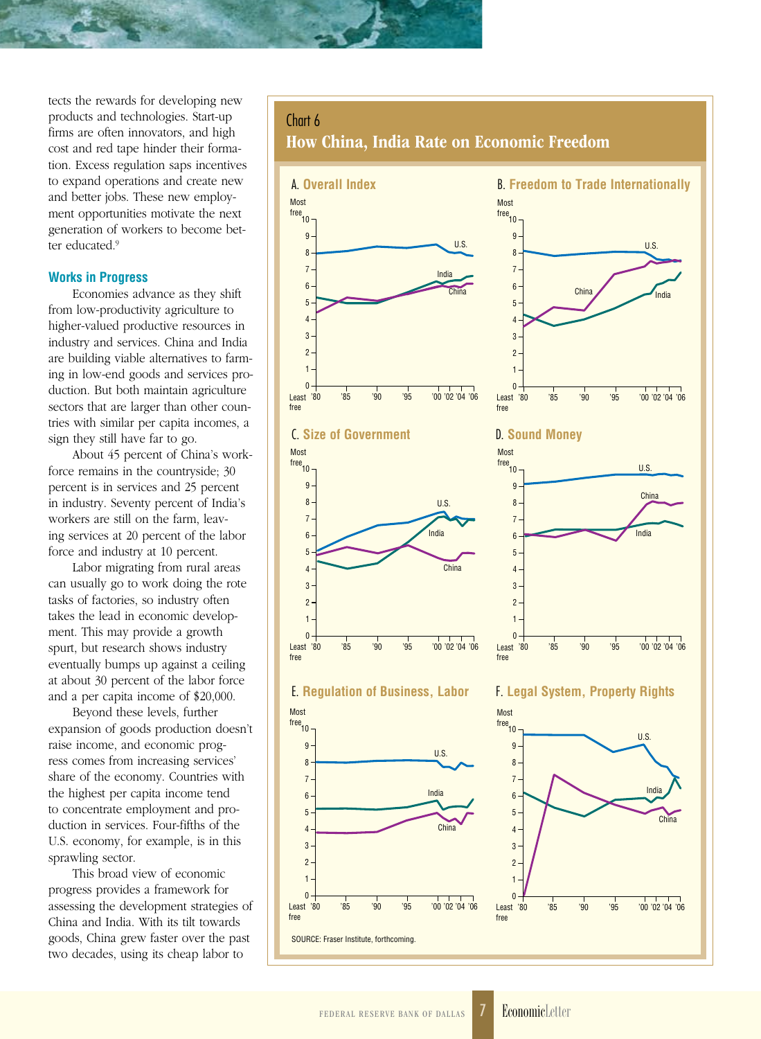tects the rewards for developing new products and technologies. Start-up firms are often innovators, and high cost and red tape hinder their formation. Excess regulation saps incentives to expand operations and create new and better jobs. These new employment opportunities motivate the next generation of workers to become better educated.[9]

### Works in Progress

Economies advance as they shift from low-productivity agriculture to higher-valued productive resources in industry and services. China and India are building viable alternatives to farming in low-end goods and services production. But both maintain agriculture sectors that are larger than other countries with similar per capita incomes, a sign they still have far to go.

About 45 percent of China's workforce remains in the countryside; 30 percent is in services and 25 percent in industry. Seventy percent of India's workers are still on the farm, leaving services at 20 percent of the labor force and industry at 10 percent.

Labor migrating from rural areas can usually go to work doing the rote tasks of factories, so industry often takes the lead in economic development. This may provide a growth spurt, but research shows industry eventually bumps up against a ceiling at about 30 percent of the labor force and a per capita income of $20,000.

Beyond these levels, further expansion of goods production doesn't raise income, and economic progress comes from increasing services' share of the economy. Countries with the highest per capita income tend to concentrate employment and production in services. Four-fifths of the U.S. economy, for example, is in this sprawling sector.

This broad view of economic progress provides a framework for assessing the development strategies of China and India. With its tilt towards goods, China grew faster over the past two decades, using its cheap labor to

**Chart 6**
**How China, India Rate on Economic Freedom**

A. Overall Index

B. Freedom to Trade Internationally

C. Size of Government

D. Sound Money

E. Regulation of Business, Labor

F. Legal System, Property Rights

SOURCE: Fraser Institute, forthcoming.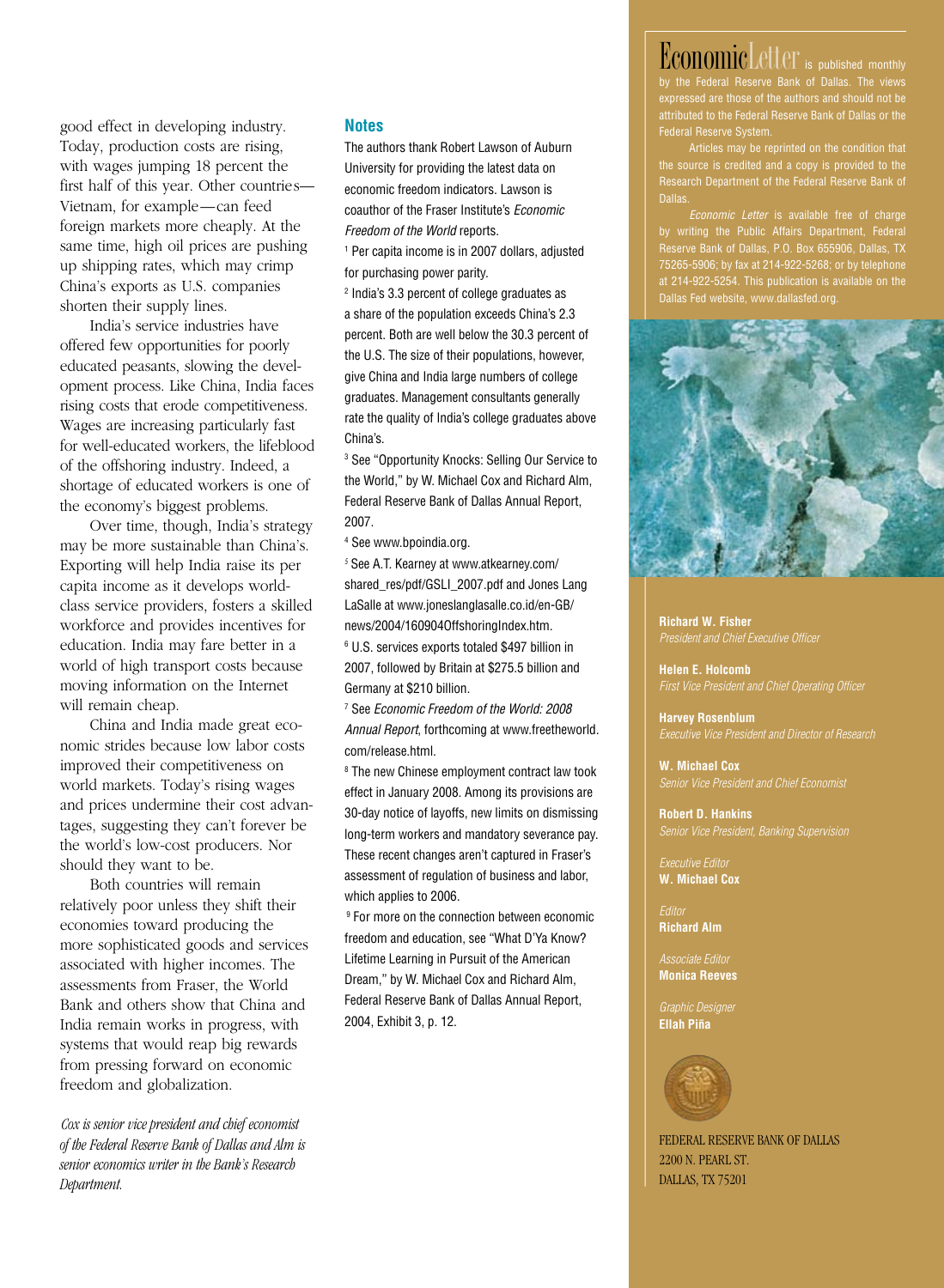good effect in developing industry. Today, production costs are rising, with wages jumping 18 percent the first half of this year. Other countries—Vietnam, for example—can feed foreign markets more cheaply. At the same time, high oil prices are pushing up shipping rates, which may crimp China's exports as U.S. companies shorten their supply lines.

India's service industries have offered few opportunities for poorly educated peasants, slowing the development process. Like China, India faces rising costs that erode competitiveness. Wages are increasing particularly fast for well-educated workers, the lifeblood of the offshoring industry. Indeed, a shortage of educated workers is one of the economy's biggest problems.

Over time, though, India's strategy may be more sustainable than China's. Exporting will help India raise its per capita income as it develops world-class service providers, fosters a skilled workforce and provides incentives for education. India may fare better in a world of high transport costs because moving information on the Internet will remain cheap.

China and India made great economic strides because low labor costs improved their competitiveness on world markets. Today's rising wages and prices undermine their cost advantages, suggesting they can't forever be the world's low-cost producers. Nor should they want to be.

Both countries will remain relatively poor unless they shift their economies toward producing the more sophisticated goods and services associated with higher incomes. The assessments from Fraser, the World Bank and others show that China and India remain works in progress, with systems that would reap big rewards from pressing forward on economic freedom and globalization.

*Cox is senior vice president and chief economist of the Federal Reserve Bank of Dallas and Alm is senior economics writer in the Bank's Research Department.*

## Notes

The authors thank Robert Lawson of Auburn University for providing the latest data on economic freedom indicators. Lawson is coauthor of the Fraser Institute's *Economic Freedom of the World* reports.

[1] Per capita income is in 2007 dollars, adjusted for purchasing power parity.

[2] India's 3.3 percent of college graduates as a share of the population exceeds China's 2.3 percent. Both are well below the 30.3 percent of the U.S. The size of their populations, however, give China and India large numbers of college graduates. Management consultants generally rate the quality of India's college graduates above China's.

[3] See "Opportunity Knocks: Selling Our Service to the World," by W. Michael Cox and Richard Alm, Federal Reserve Bank of Dallas Annual Report, 2007.

[4] See www.bpoindia.org.

[5] See A.T. Kearney at www.atkearney.com/shared_res/pdf/GSLI_2007.pdf and Jones Lang LaSalle at www.joneslanglasalle.co.id/en-GB/news/2004/160904OffshoringIndex.htm.

[6] U.S. services exports totaled $497 billion in 2007, followed by Britain at $275.5 billion and Germany at $210 billion.

[7] See *Economic Freedom of the World: 2008 Annual Report*, forthcoming at www.freetheworld.com/release.html.

[8] The new Chinese employment contract law took effect in January 2008. Among its provisions are 30-day notice of layoffs, new limits on dismissing long-term workers and mandatory severance pay. These recent changes aren't captured in Fraser's assessment of regulation of business and labor, which applies to 2006.

[9] For more on the connection between economic freedom and education, see "What D'Ya Know? Lifetime Learning in Pursuit of the American Dream," by W. Michael Cox and Richard Alm, Federal Reserve Bank of Dallas Annual Report, 2004, Exhibit 3, p. 12.

**Economic Letter** is published monthly by the Federal Reserve Bank of Dallas. The views expressed are those of the authors and should not be attributed to the Federal Reserve Bank of Dallas or the Federal Reserve System.

Articles may be reprinted on the condition that the source is credited and a copy is provided to the Research Department of the Federal Reserve Bank of Dallas.

*Economic Letter* is available free of charge by writing the Public Affairs Department, Federal Reserve Bank of Dallas, P.O. Box 655906, Dallas, TX 75265-5906; by fax at 214-922-5268; or by telephone at 214-922-5254. This publication is available on the Dallas Fed website, www.dallasfed.org.

**Richard W. Fisher**
*President and Chief Executive Officer*

**Helen E. Holcomb**
*First Vice President and Chief Operating Officer*

**Harvey Rosenblum**
*Executive Vice President and Director of Research*

**W. Michael Cox**
*Senior Vice President and Chief Economist*

**Robert D. Hankins**
*Senior Vice President, Banking Supervision*

*Executive Editor*
**W. Michael Cox**

*Editor*
**Richard Alm**

*Associate Editor*
**Monica Reeves**

*Graphic Designer*
**Ellah Piña**

FEDERAL RESERVE BANK OF DALLAS
2200 N. PEARL ST.
DALLAS, TX 75201